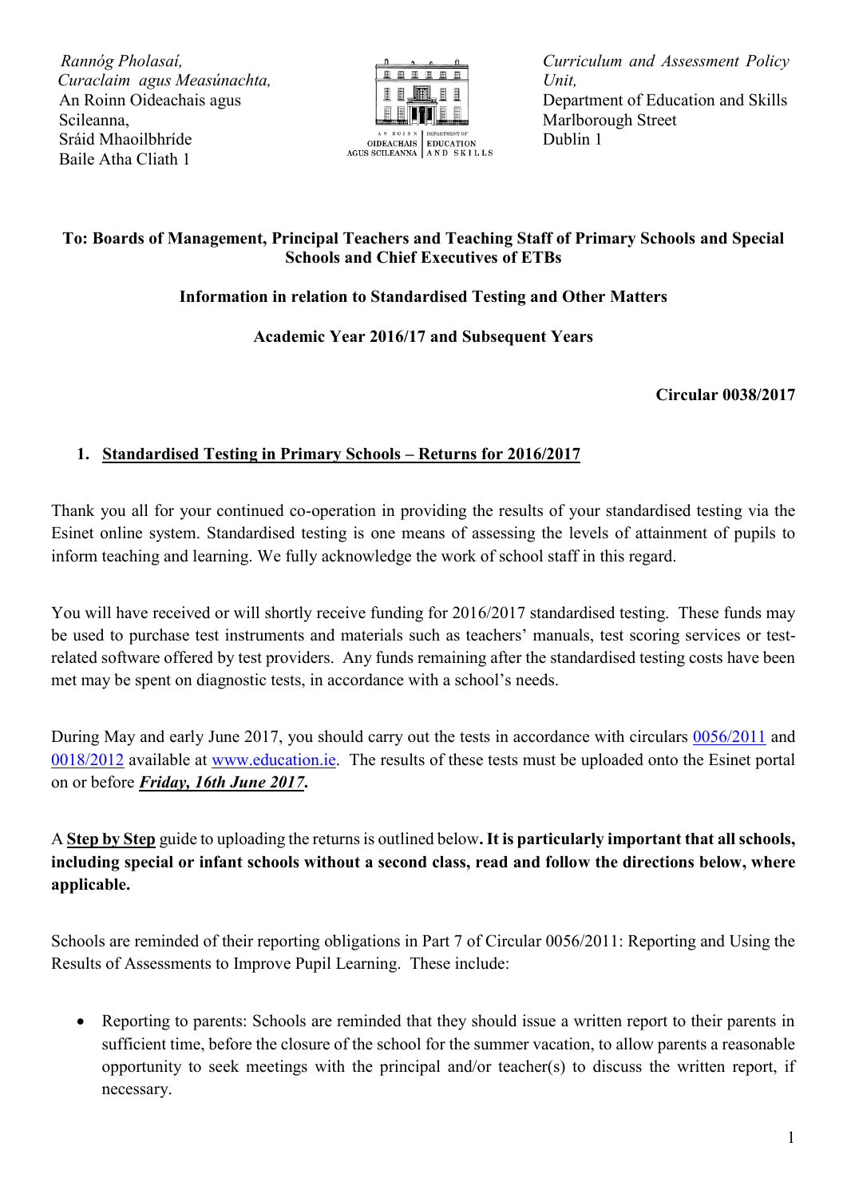*Rannóg Pholasaí,*
*Curaclaim agus Measúnachta,*
An Roinn Oideachais agus Scileanna,
Sráid Mhaoilbhríde
Baile Atha Cliath 1

*Curriculum and Assessment Policy Unit,*
Department of Education and Skills
Marlborough Street
Dublin 1

**To: Boards of Management, Principal Teachers and Teaching Staff of Primary Schools and Special Schools and Chief Executives of ETBs**

**Information in relation to Standardised Testing and Other Matters**

**Academic Year 2016/17 and Subsequent Years**

**Circular 0038/2017**

## 1. Standardised Testing in Primary Schools – Returns for 2016/2017

Thank you all for your continued co-operation in providing the results of your standardised testing via the Esinet online system. Standardised testing is one means of assessing the levels of attainment of pupils to inform teaching and learning. We fully acknowledge the work of school staff in this regard.

You will have received or will shortly receive funding for 2016/2017 standardised testing. These funds may be used to purchase test instruments and materials such as teachers' manuals, test scoring services or test-related software offered by test providers. Any funds remaining after the standardised testing costs have been met may be spent on diagnostic tests, in accordance with a school's needs.

During May and early June 2017, you should carry out the tests in accordance with circulars 0056/2011 and 0018/2012 available at www.education.ie. The results of these tests must be uploaded onto the Esinet portal on or before ***Friday, 16th June 2017*****.**

A **Step by Step** guide to uploading the returns is outlined below**. It is particularly important that all schools, including special or infant schools without a second class, read and follow the directions below, where applicable.**

Schools are reminded of their reporting obligations in Part 7 of Circular 0056/2011: Reporting and Using the Results of Assessments to Improve Pupil Learning. These include:

- Reporting to parents: Schools are reminded that they should issue a written report to their parents in sufficient time, before the closure of the school for the summer vacation, to allow parents a reasonable opportunity to seek meetings with the principal and/or teacher(s) to discuss the written report, if necessary.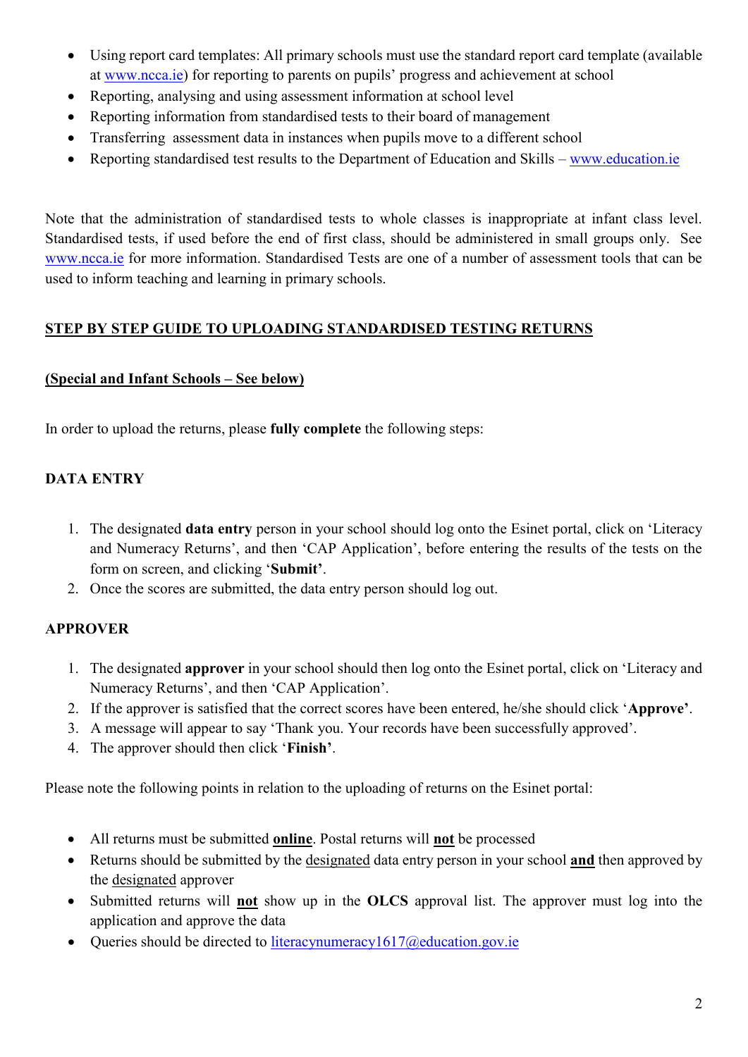- Using report card templates: All primary schools must use the standard report card template (available at www.ncca.ie) for reporting to parents on pupils' progress and achievement at school
- Reporting, analysing and using assessment information at school level
- Reporting information from standardised tests to their board of management
- Transferring assessment data in instances when pupils move to a different school
- Reporting standardised test results to the Department of Education and Skills – www.education.ie

Note that the administration of standardised tests to whole classes is inappropriate at infant class level. Standardised tests, if used before the end of first class, should be administered in small groups only. See www.ncca.ie for more information. Standardised Tests are one of a number of assessment tools that can be used to inform teaching and learning in primary schools.

## STEP BY STEP GUIDE TO UPLOADING STANDARDISED TESTING RETURNS

**(Special and Infant Schools – See below)**

In order to upload the returns, please **fully complete** the following steps:

### DATA ENTRY

1. The designated **data entry** person in your school should log onto the Esinet portal, click on 'Literacy and Numeracy Returns', and then 'CAP Application', before entering the results of the tests on the form on screen, and clicking '**Submit'**.
2. Once the scores are submitted, the data entry person should log out.

### APPROVER

1. The designated **approver** in your school should then log onto the Esinet portal, click on 'Literacy and Numeracy Returns', and then 'CAP Application'.
2. If the approver is satisfied that the correct scores have been entered, he/she should click '**Approve'**.
3. A message will appear to say 'Thank you. Your records have been successfully approved'.
4. The approver should then click '**Finish'**.

Please note the following points in relation to the uploading of returns on the Esinet portal:

- All returns must be submitted **online**. Postal returns will **not** be processed
- Returns should be submitted by the designated data entry person in your school **and** then approved by the designated approver
- Submitted returns will **not** show up in the **OLCS** approval list. The approver must log into the application and approve the data
- Queries should be directed to literacynumeracy1617@education.gov.ie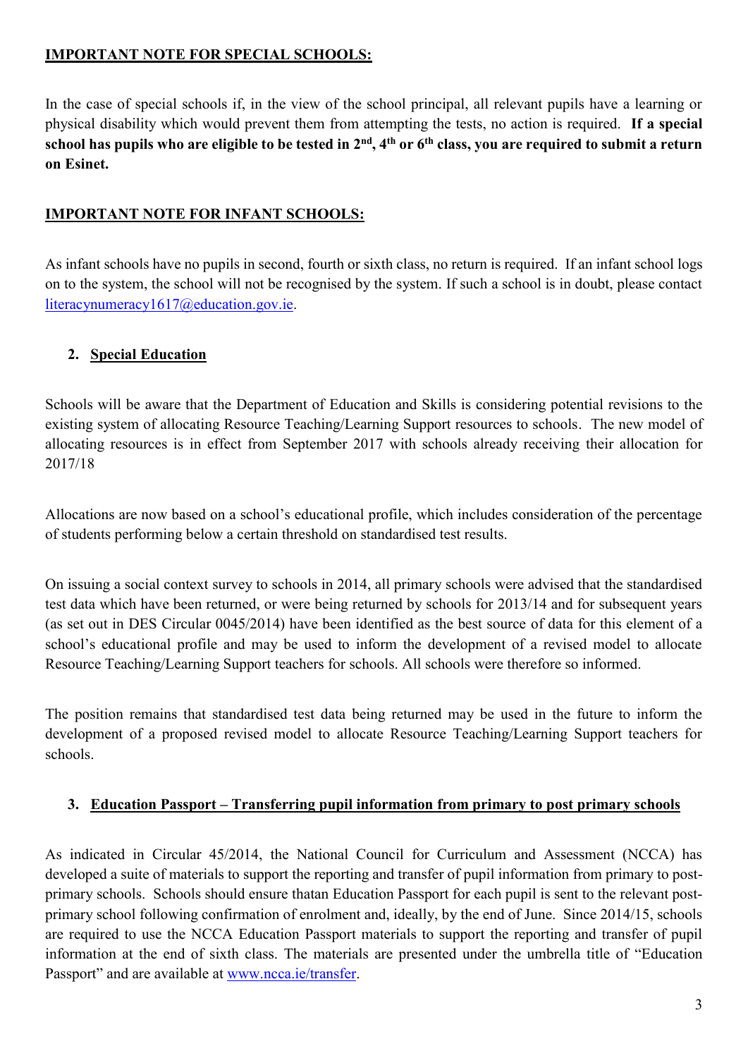**IMPORTANT NOTE FOR SPECIAL SCHOOLS:**

In the case of special schools if, in the view of the school principal, all relevant pupils have a learning or physical disability which would prevent them from attempting the tests, no action is required. **If a special school has pupils who are eligible to be tested in 2nd, 4th or 6th class, you are required to submit a return on Esinet.**

**IMPORTANT NOTE FOR INFANT SCHOOLS:**

As infant schools have no pupils in second, fourth or sixth class, no return is required. If an infant school logs on to the system, the school will not be recognised by the system. If such a school is in doubt, please contact literacynumeracy1617@education.gov.ie.

## 2. Special Education

Schools will be aware that the Department of Education and Skills is considering potential revisions to the existing system of allocating Resource Teaching/Learning Support resources to schools. The new model of allocating resources is in effect from September 2017 with schools already receiving their allocation for 2017/18

Allocations are now based on a school's educational profile, which includes consideration of the percentage of students performing below a certain threshold on standardised test results.

On issuing a social context survey to schools in 2014, all primary schools were advised that the standardised test data which have been returned, or were being returned by schools for 2013/14 and for subsequent years (as set out in DES Circular 0045/2014) have been identified as the best source of data for this element of a school's educational profile and may be used to inform the development of a revised model to allocate Resource Teaching/Learning Support teachers for schools. All schools were therefore so informed.

The position remains that standardised test data being returned may be used in the future to inform the development of a proposed revised model to allocate Resource Teaching/Learning Support teachers for schools.

## 3. Education Passport – Transferring pupil information from primary to post primary schools

As indicated in Circular 45/2014, the National Council for Curriculum and Assessment (NCCA) has developed a suite of materials to support the reporting and transfer of pupil information from primary to post-primary schools. Schools should ensure thatan Education Passport for each pupil is sent to the relevant post-primary school following confirmation of enrolment and, ideally, by the end of June. Since 2014/15, schools are required to use the NCCA Education Passport materials to support the reporting and transfer of pupil information at the end of sixth class. The materials are presented under the umbrella title of "Education Passport" and are available at www.ncca.ie/transfer.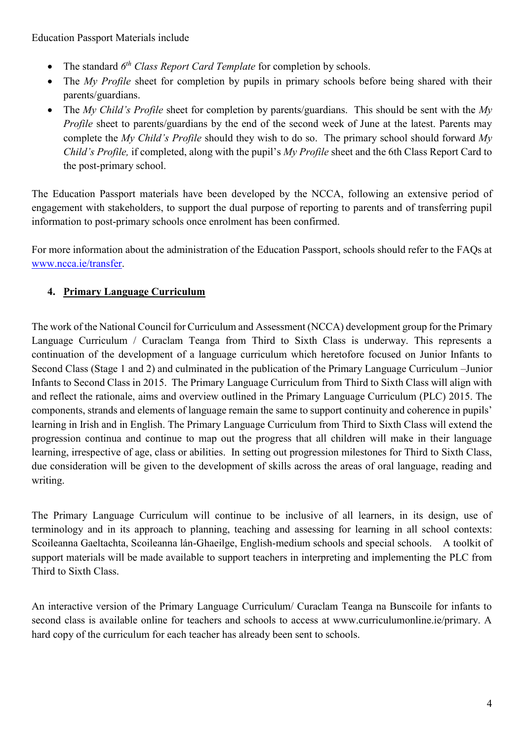Education Passport Materials include

- The standard *6th Class Report Card Template* for completion by schools.
- The *My Profile* sheet for completion by pupils in primary schools before being shared with their parents/guardians.
- The *My Child's Profile* sheet for completion by parents/guardians. This should be sent with the *My Profile* sheet to parents/guardians by the end of the second week of June at the latest. Parents may complete the *My Child's Profile* should they wish to do so. The primary school should forward *My Child's Profile,* if completed, along with the pupil's *My Profile* sheet and the 6th Class Report Card to the post-primary school.

The Education Passport materials have been developed by the NCCA, following an extensive period of engagement with stakeholders, to support the dual purpose of reporting to parents and of transferring pupil information to post-primary schools once enrolment has been confirmed.

For more information about the administration of the Education Passport, schools should refer to the FAQs at www.ncca.ie/transfer.

## 4. Primary Language Curriculum

The work of the National Council for Curriculum and Assessment (NCCA) development group for the Primary Language Curriculum / Curaclam Teanga from Third to Sixth Class is underway. This represents a continuation of the development of a language curriculum which heretofore focused on Junior Infants to Second Class (Stage 1 and 2) and culminated in the publication of the Primary Language Curriculum –Junior Infants to Second Class in 2015. The Primary Language Curriculum from Third to Sixth Class will align with and reflect the rationale, aims and overview outlined in the Primary Language Curriculum (PLC) 2015. The components, strands and elements of language remain the same to support continuity and coherence in pupils' learning in Irish and in English. The Primary Language Curriculum from Third to Sixth Class will extend the progression continua and continue to map out the progress that all children will make in their language learning, irrespective of age, class or abilities. In setting out progression milestones for Third to Sixth Class, due consideration will be given to the development of skills across the areas of oral language, reading and writing.

The Primary Language Curriculum will continue to be inclusive of all learners, in its design, use of terminology and in its approach to planning, teaching and assessing for learning in all school contexts: Scoileanna Gaeltachta, Scoileanna lán-Ghaeilge, English-medium schools and special schools. A toolkit of support materials will be made available to support teachers in interpreting and implementing the PLC from Third to Sixth Class.

An interactive version of the Primary Language Curriculum/ Curaclam Teanga na Bunscoile for infants to second class is available online for teachers and schools to access at www.curriculumonline.ie/primary. A hard copy of the curriculum for each teacher has already been sent to schools.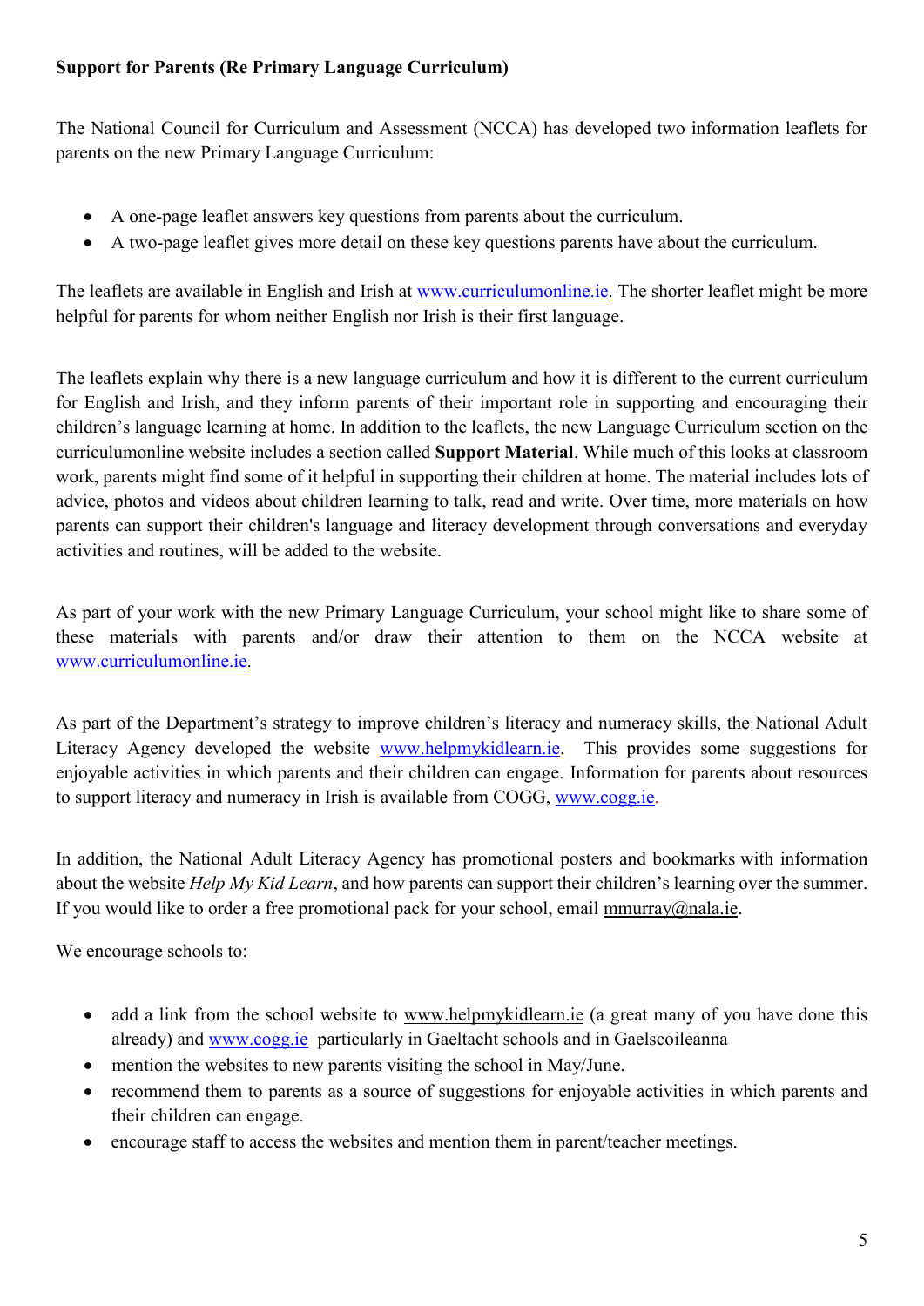**Support for Parents (Re Primary Language Curriculum)**

The National Council for Curriculum and Assessment (NCCA) has developed two information leaflets for parents on the new Primary Language Curriculum:

- A one-page leaflet answers key questions from parents about the curriculum.
- A two-page leaflet gives more detail on these key questions parents have about the curriculum.

The leaflets are available in English and Irish at www.curriculumonline.ie. The shorter leaflet might be more helpful for parents for whom neither English nor Irish is their first language.

The leaflets explain why there is a new language curriculum and how it is different to the current curriculum for English and Irish, and they inform parents of their important role in supporting and encouraging their children's language learning at home. In addition to the leaflets, the new Language Curriculum section on the curriculumonline website includes a section called **Support Material**. While much of this looks at classroom work, parents might find some of it helpful in supporting their children at home. The material includes lots of advice, photos and videos about children learning to talk, read and write. Over time, more materials on how parents can support their children's language and literacy development through conversations and everyday activities and routines, will be added to the website.

As part of your work with the new Primary Language Curriculum, your school might like to share some of these materials with parents and/or draw their attention to them on the NCCA website at www.curriculumonline.ie.

As part of the Department's strategy to improve children's literacy and numeracy skills, the National Adult Literacy Agency developed the website www.helpmykidlearn.ie. This provides some suggestions for enjoyable activities in which parents and their children can engage. Information for parents about resources to support literacy and numeracy in Irish is available from COGG, www.cogg.ie.

In addition, the National Adult Literacy Agency has promotional posters and bookmarks with information about the website *Help My Kid Learn*, and how parents can support their children's learning over the summer. If you would like to order a free promotional pack for your school, email mmurray@nala.ie.

We encourage schools to:

- add a link from the school website to www.helpmykidlearn.ie (a great many of you have done this already) and www.cogg.ie particularly in Gaeltacht schools and in Gaelscoileanna
- mention the websites to new parents visiting the school in May/June.
- recommend them to parents as a source of suggestions for enjoyable activities in which parents and their children can engage.
- encourage staff to access the websites and mention them in parent/teacher meetings.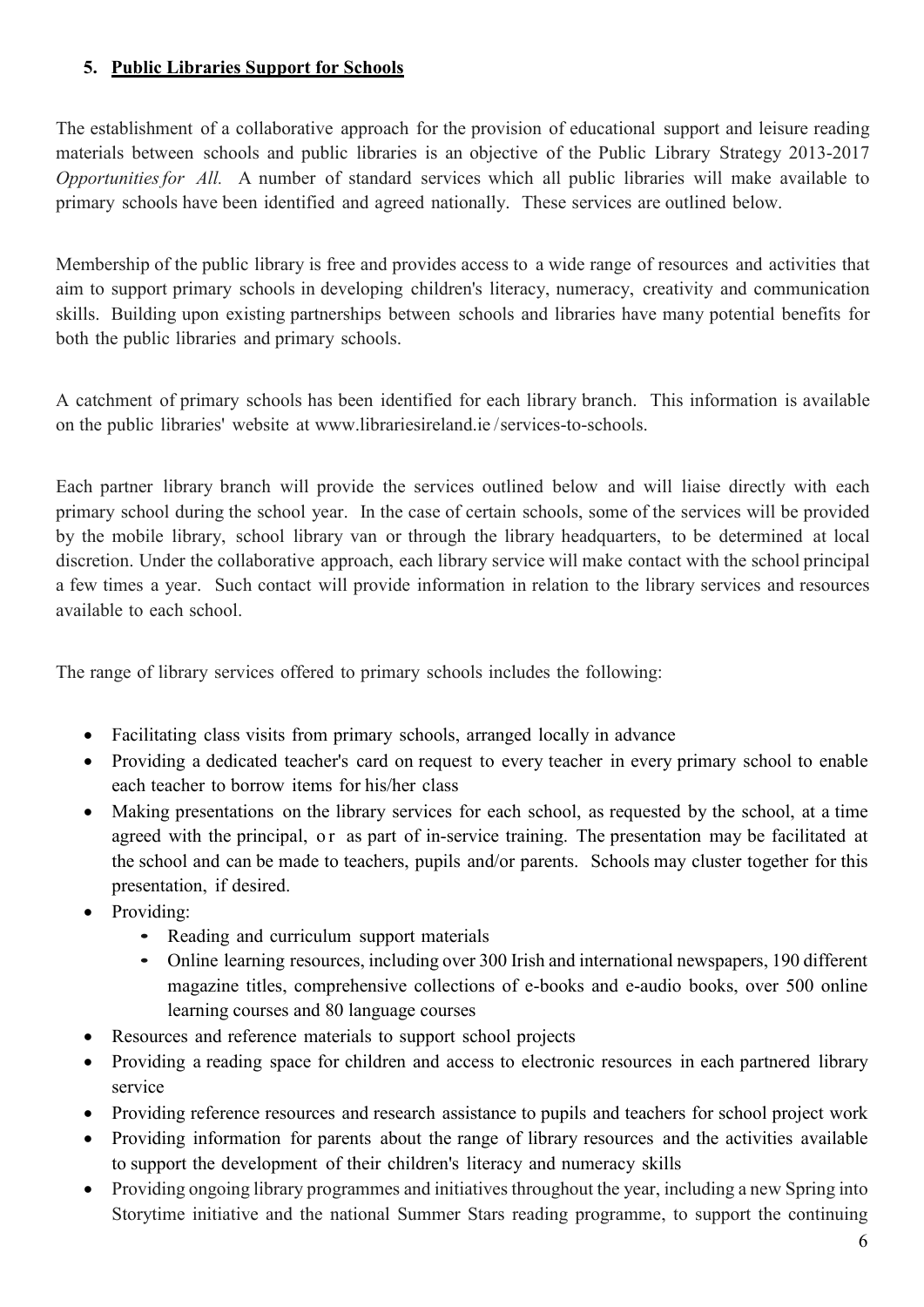## 5. Public Libraries Support for Schools

The establishment of a collaborative approach for the provision of educational support and leisure reading materials between schools and public libraries is an objective of the Public Library Strategy 2013-2017 *Opportunities for All.* A number of standard services which all public libraries will make available to primary schools have been identified and agreed nationally. These services are outlined below.

Membership of the public library is free and provides access to a wide range of resources and activities that aim to support primary schools in developing children's literacy, numeracy, creativity and communication skills. Building upon existing partnerships between schools and libraries have many potential benefits for both the public libraries and primary schools.

A catchment of primary schools has been identified for each library branch. This information is available on the public libraries' website at www.librariesireland.ie/services-to-schools.

Each partner library branch will provide the services outlined below and will liaise directly with each primary school during the school year. In the case of certain schools, some of the services will be provided by the mobile library, school library van or through the library headquarters, to be determined at local discretion. Under the collaborative approach, each library service will make contact with the school principal a few times a year. Such contact will provide information in relation to the library services and resources available to each school.

The range of library services offered to primary schools includes the following:

- Facilitating class visits from primary schools, arranged locally in advance
- Providing a dedicated teacher's card on request to every teacher in every primary school to enable each teacher to borrow items for his/her class
- Making presentations on the library services for each school, as requested by the school, at a time agreed with the principal, or as part of in-service training. The presentation may be facilitated at the school and can be made to teachers, pupils and/or parents. Schools may cluster together for this presentation, if desired.
- Providing:
  - Reading and curriculum support materials
  - Online learning resources, including over 300 Irish and international newspapers, 190 different magazine titles, comprehensive collections of e-books and e-audio books, over 500 online learning courses and 80 language courses
- Resources and reference materials to support school projects
- Providing a reading space for children and access to electronic resources in each partnered library service
- Providing reference resources and research assistance to pupils and teachers for school project work
- Providing information for parents about the range of library resources and the activities available to support the development of their children's literacy and numeracy skills
- Providing ongoing library programmes and initiatives throughout the year, including a new Spring into Storytime initiative and the national Summer Stars reading programme, to support the continuing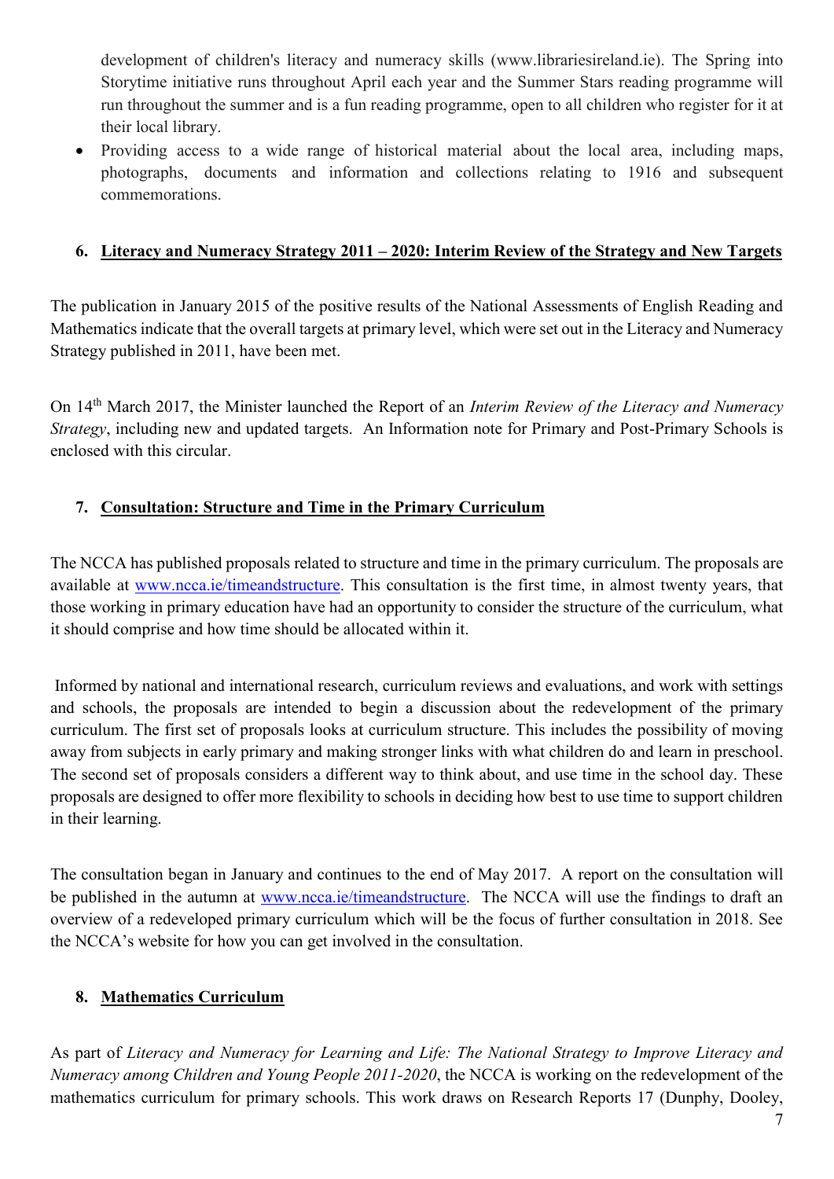development of children's literacy and numeracy skills (www.librariesireland.ie). The Spring into Storytime initiative runs throughout April each year and the Summer Stars reading programme will run throughout the summer and is a fun reading programme, open to all children who register for it at their local library.

- Providing access to a wide range of historical material about the local area, including maps, photographs, documents and information and collections relating to 1916 and subsequent commemorations.

## 6. Literacy and Numeracy Strategy 2011 – 2020: Interim Review of the Strategy and New Targets

The publication in January 2015 of the positive results of the National Assessments of English Reading and Mathematics indicate that the overall targets at primary level, which were set out in the Literacy and Numeracy Strategy published in 2011, have been met.

On 14th March 2017, the Minister launched the Report of an *Interim Review of the Literacy and Numeracy Strategy*, including new and updated targets. An Information note for Primary and Post-Primary Schools is enclosed with this circular.

## 7. Consultation: Structure and Time in the Primary Curriculum

The NCCA has published proposals related to structure and time in the primary curriculum. The proposals are available at www.ncca.ie/timeandstructure. This consultation is the first time, in almost twenty years, that those working in primary education have had an opportunity to consider the structure of the curriculum, what it should comprise and how time should be allocated within it.

Informed by national and international research, curriculum reviews and evaluations, and work with settings and schools, the proposals are intended to begin a discussion about the redevelopment of the primary curriculum. The first set of proposals looks at curriculum structure. This includes the possibility of moving away from subjects in early primary and making stronger links with what children do and learn in preschool. The second set of proposals considers a different way to think about, and use time in the school day. These proposals are designed to offer more flexibility to schools in deciding how best to use time to support children in their learning.

The consultation began in January and continues to the end of May 2017. A report on the consultation will be published in the autumn at www.ncca.ie/timeandstructure. The NCCA will use the findings to draft an overview of a redeveloped primary curriculum which will be the focus of further consultation in 2018. See the NCCA's website for how you can get involved in the consultation.

## 8. Mathematics Curriculum

As part of *Literacy and Numeracy for Learning and Life: The National Strategy to Improve Literacy and Numeracy among Children and Young People 2011-2020*, the NCCA is working on the redevelopment of the mathematics curriculum for primary schools. This work draws on Research Reports 17 (Dunphy, Dooley,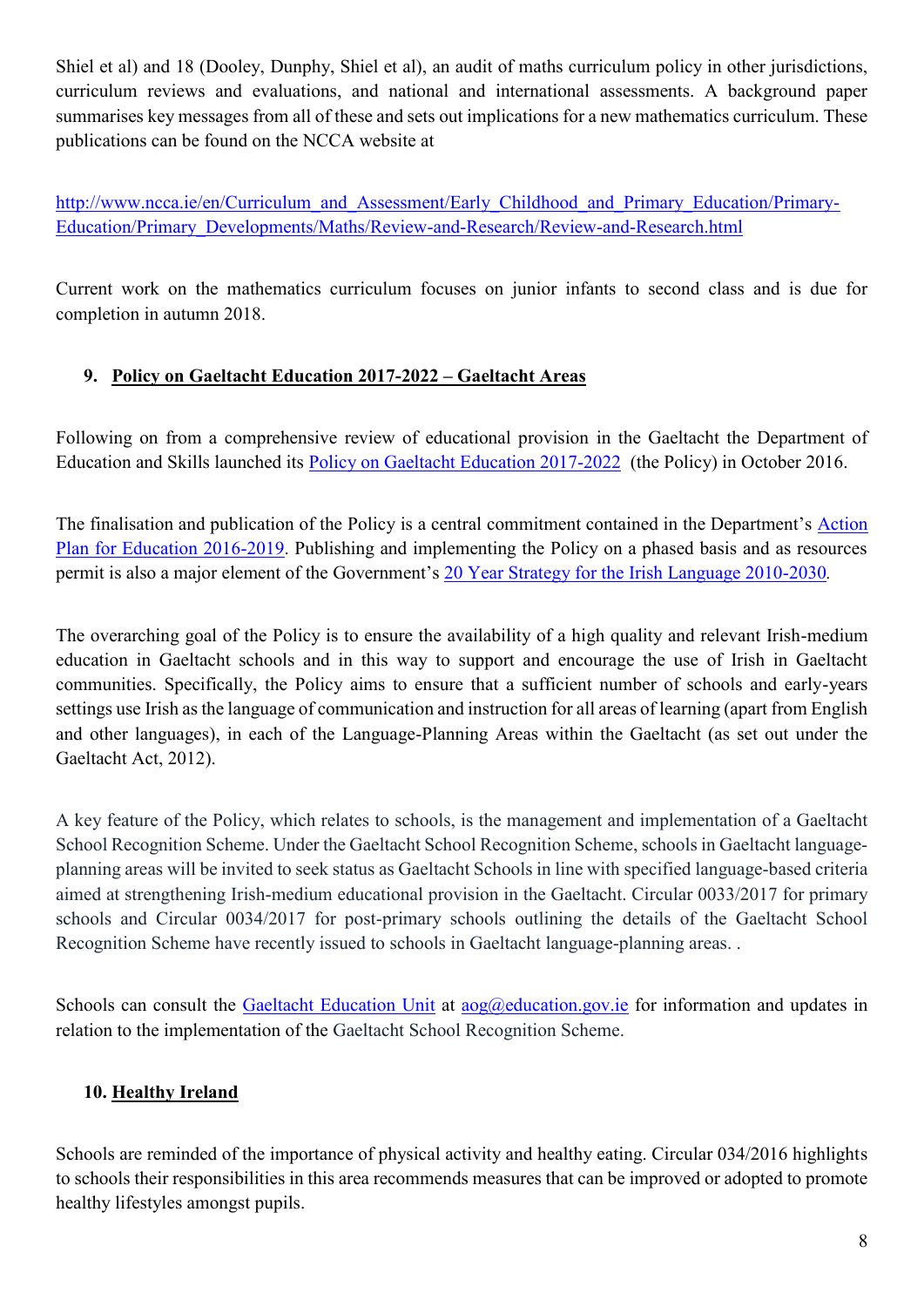Shiel et al) and 18 (Dooley, Dunphy, Shiel et al), an audit of maths curriculum policy in other jurisdictions, curriculum reviews and evaluations, and national and international assessments. A background paper summarises key messages from all of these and sets out implications for a new mathematics curriculum. These publications can be found on the NCCA website at

http://www.ncca.ie/en/Curriculum_and_Assessment/Early_Childhood_and_Primary_Education/Primary-Education/Primary_Developments/Maths/Review-and-Research/Review-and-Research.html

Current work on the mathematics curriculum focuses on junior infants to second class and is due for completion in autumn 2018.

## 9. Policy on Gaeltacht Education 2017-2022 – Gaeltacht Areas

Following on from a comprehensive review of educational provision in the Gaeltacht the Department of Education and Skills launched its Policy on Gaeltacht Education 2017-2022 (the Policy) in October 2016.

The finalisation and publication of the Policy is a central commitment contained in the Department's Action Plan for Education 2016-2019. Publishing and implementing the Policy on a phased basis and as resources permit is also a major element of the Government's 20 Year Strategy for the Irish Language 2010-2030.

The overarching goal of the Policy is to ensure the availability of a high quality and relevant Irish-medium education in Gaeltacht schools and in this way to support and encourage the use of Irish in Gaeltacht communities. Specifically, the Policy aims to ensure that a sufficient number of schools and early-years settings use Irish as the language of communication and instruction for all areas of learning (apart from English and other languages), in each of the Language-Planning Areas within the Gaeltacht (as set out under the Gaeltacht Act, 2012).

A key feature of the Policy, which relates to schools, is the management and implementation of a Gaeltacht School Recognition Scheme. Under the Gaeltacht School Recognition Scheme, schools in Gaeltacht language-planning areas will be invited to seek status as Gaeltacht Schools in line with specified language-based criteria aimed at strengthening Irish-medium educational provision in the Gaeltacht. Circular 0033/2017 for primary schools and Circular 0034/2017 for post-primary schools outlining the details of the Gaeltacht School Recognition Scheme have recently issued to schools in Gaeltacht language-planning areas. .

Schools can consult the Gaeltacht Education Unit at aog@education.gov.ie for information and updates in relation to the implementation of the Gaeltacht School Recognition Scheme.

## 10. Healthy Ireland

Schools are reminded of the importance of physical activity and healthy eating. Circular 034/2016 highlights to schools their responsibilities in this area recommends measures that can be improved or adopted to promote healthy lifestyles amongst pupils.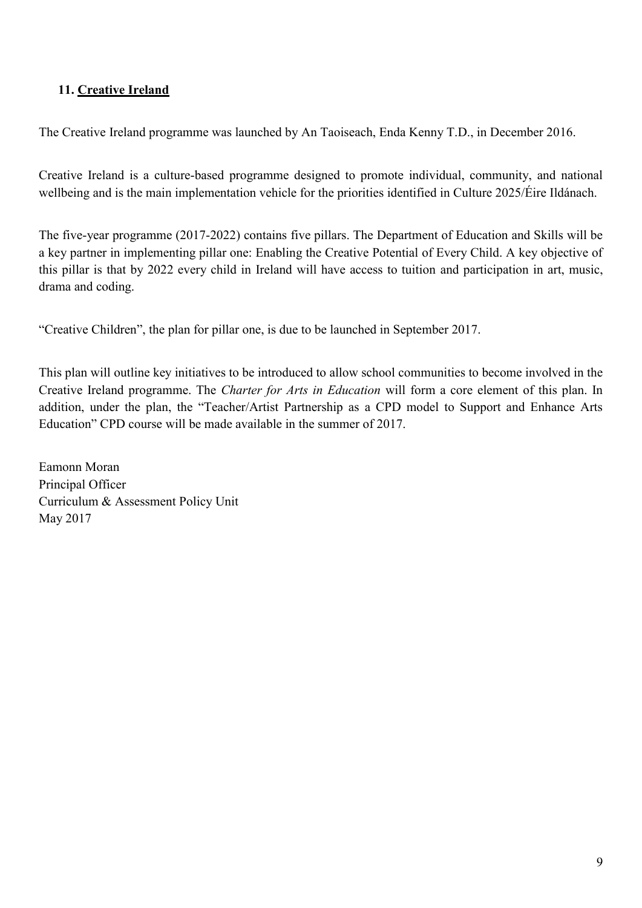## 11. **Creative Ireland**

The Creative Ireland programme was launched by An Taoiseach, Enda Kenny T.D., in December 2016.

Creative Ireland is a culture-based programme designed to promote individual, community, and national wellbeing and is the main implementation vehicle for the priorities identified in Culture 2025/Éire Ildánach.

The five-year programme (2017-2022) contains five pillars. The Department of Education and Skills will be a key partner in implementing pillar one: Enabling the Creative Potential of Every Child. A key objective of this pillar is that by 2022 every child in Ireland will have access to tuition and participation in art, music, drama and coding.

"Creative Children", the plan for pillar one, is due to be launched in September 2017.

This plan will outline key initiatives to be introduced to allow school communities to become involved in the Creative Ireland programme. The *Charter for Arts in Education* will form a core element of this plan. In addition, under the plan, the "Teacher/Artist Partnership as a CPD model to Support and Enhance Arts Education" CPD course will be made available in the summer of 2017.

Eamonn Moran
Principal Officer
Curriculum & Assessment Policy Unit
May 2017